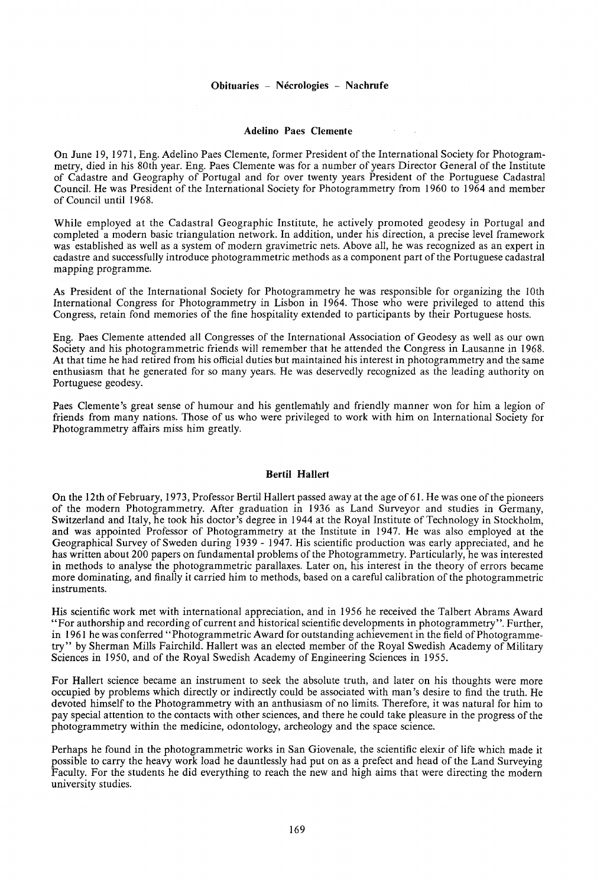## Obituaries – Nécrologies – Nachrufe

### Adelino Paes Clemente

On June 19, 1971, Eng. Adelino Paes Clemente, former President of the International Society for Photogrammetry, died in his 80th year. Eng. Paes Clemente was for a number of years Director General of the Institute of Cadastre and Geography of Portugal and for over twenty years President of the Portuguese Cadastral Council. He was President of the International Society for Photogrammetry from 1960 to 1964 and member of Council until 1968.

While employed at the Cadastral Geographic Institute, he actively promoted geodesy in Portugal and completed a modern basic triangulation network. In addition, under his direction, a precise level framework was established as well as a system of modern gravimetric nets. Above all, he was recognized as an expert in cadastre and successfully introduce photogrammetric methods as a component part of the Portuguese cadastral mapping programme.

As President of the International Society for Photogrammetry he was responsible for organizing the 10th International Congress for Photogrammetry in Lisbon in 1964. Those who were privileged to attend this Congress, retain fond memories of the fine hospitality extended to participants by their Portuguese hosts.

Eng. Paes Clemente attended all Congresses of the International Association of Geodesy as well as our own Society and his photogrammetric friends will remember that he attended the Congress in Lausanne in 1968. At that time he had retired from his official duties but maintained his interest in photogrammetry and the same enthusiasm that he generated for so many years. He was deservedly recognized as the leading authority on Portuguese geodesy.

Paes Clemente's great sense of humour and his gentlemanly and friendly manner won for him a legion of friends from many nations. Those of us who were privileged to work with him on International Society for Photogrammetry affairs miss him greatly.

### Bertil Hallert

On the 12th of February, 1973, Professor Bertil Hallert passed away at the age of 61. He was one of the pioneers of the modern Photogrammetry. After graduation in 1936 as Land Surveyor and studies in Germany, Switzerland and Italy, he took his doctor's degree in 1944 at the Royal Institute of Technology in Stockholm, and was appointed Professor of Photogrammetry at the Institute in 1947. He was also employed at the Geographical Survey of Sweden during 1939 - 1947. His scientific production was early appreciated, and he has written about 200 papers on fundamental problems of the Photogrammetry. Particularly, he was interested in methods to analyse the photogrammetric parallaxes. Later on, his interest in the theory of errors became more dominating, and finally it carried him to methods, based on a careful calibration of the photogrammetric instruments.

His scientific work met with international appreciation, and in 1956 he received the Talbert Abrams Award "For authorship and recording of current and historical scientific developments in photogrammetry". Further, in 1961 he was conferred "Photogrammetric Award for outstanding achievement in the field of Photogrammetry" by Sherman Mills Fairchild. Hallert was an elected member of the Royal Swedish Academy of Military Sciences in 1950, and of the Royal Swedish Academy of Engineering Sciences in 1955.

For Hallert science became an instrument to seek the absolute truth, and later on his thoughts were more occupied by problems which directly or indirectly could be associated with man's desire to find the truth. He devoted himself to the Photogrammetry with an anthusiasm of no limits. Therefore, it was natural for him to pay special attention to the contacts with other sciences, and there he could take pleasure in the progress of the photogrammetry within the medicine, odontology, archeology and the space science.

Perhaps he found in the photogrammetric works in San Giovenale, the scientific elexir of life which made it possible to carry the heavy work load he dauntlessly had put on as a prefect and head of the Land Surveying Faculty. For the students he did everything to reach the new and high aims that were directing the modern university studies.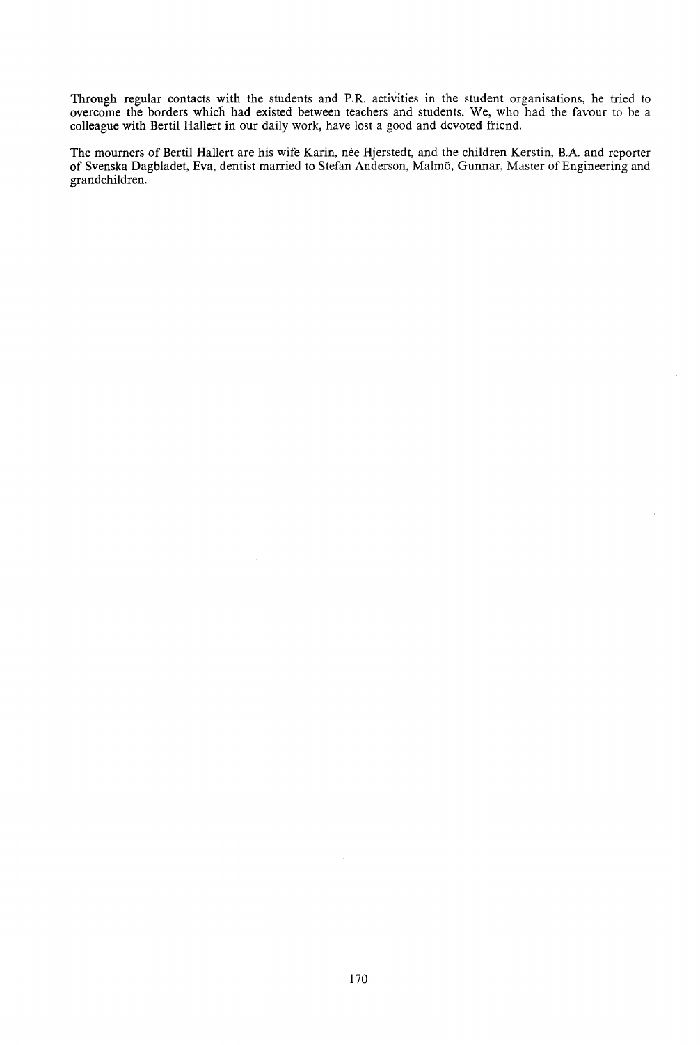Through regular contacts with the students and P.R. activities in the student organisations, he tried to overcome the borders which had existed between teachers and students. We, who had the favour to be a colleague with Bertil Hallert in our daily work, have lost a good and devoted friend.

The mourners of Bertil Hallert are his wife Karin, née Hjerstedt, and the children Kerstin, B.A. and reporter of Svenska Dagbladet, Eva, dentist married to Stefan Anderson, Malmö, Gunnar, Master of Engineering and grandchildren.